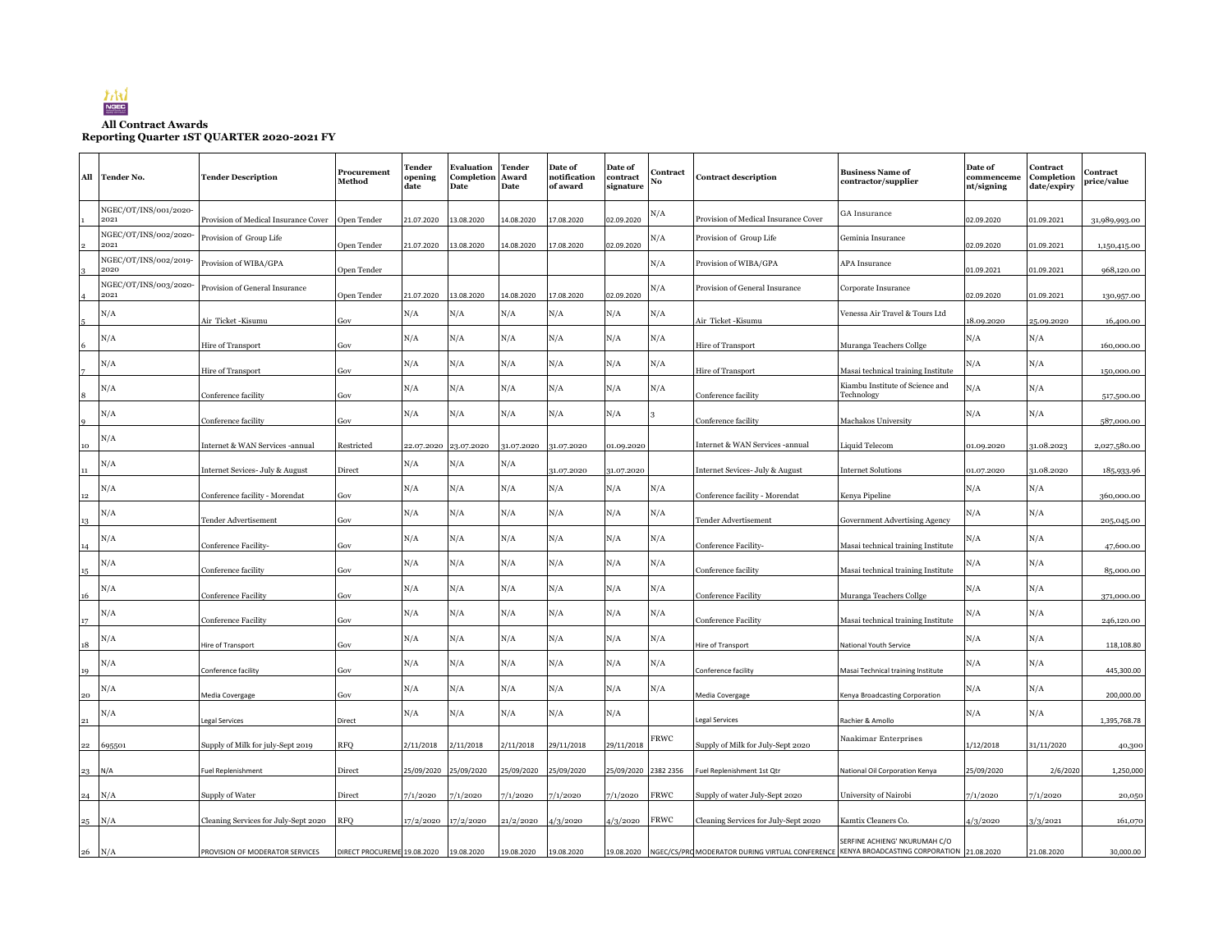**All Contract Awards**
**Reporting Quarter 1ST QUARTER 2020-2021 FY**

| All | Tender No. | Tender Description | Procurement Method | Tender opening date | Evaluation Completion Date | Tender Award Date | Date of notification of award | Date of contract signature | Contract No | Contract description | Business Name of contractor/supplier | Date of commenceme nt/signing | Contract Completion date/expiry | Contract price/value |
|---|---|---|---|---|---|---|---|---|---|---|---|---|---|---|
| 1 | NGEC/OT/INS/001/2020-2021 | Provision of Medical Insurance Cover | Open Tender | 21.07.2020 | 13.08.2020 | 14.08.2020 | 17.08.2020 | 02.09.2020 | N/A | Provision of Medical Insurance Cover | GA Insurance | 02.09.2020 | 01.09.2021 | 31,989,993.00 |
| 2 | NGEC/OT/INS/002/2020-2021 | Provision of Group Life | Open Tender | 21.07.2020 | 13.08.2020 | 14.08.2020 | 17.08.2020 | 02.09.2020 | N/A | Provision of Group Life | Geminia Insurance | 02.09.2020 | 01.09.2021 | 1,150,415.00 |
| 3 | NGEC/OT/INS/002/2019-2020 | Provision of WIBA/GPA | Open Tender | | | | | | N/A | Provision of WIBA/GPA | APA Insurance | 01.09.2021 | 01.09.2021 | 968,120.00 |
| 4 | NGEC/OT/INS/003/2020-2021 | Provision of General Insurance | Open Tender | 21.07.2020 | 13.08.2020 | 14.08.2020 | 17.08.2020 | 02.09.2020 | N/A | Provision of General Insurance | Corporate Insurance | 02.09.2020 | 01.09.2021 | 130,957.00 |
| 5 | N/A | Air Ticket -Kisumu | Gov | N/A | N/A | N/A | N/A | N/A | N/A | Air Ticket -Kisumu | Venessa Air Travel & Tours Ltd | 18.09.2020 | 25.09.2020 | 16,400.00 |
| 6 | N/A | Hire of Transport | Gov | N/A | N/A | N/A | N/A | N/A | N/A | Hire of Transport | Muranga Teachers Collge | N/A | N/A | 160,000.00 |
| 7 | N/A | Hire of Transport | Gov | N/A | N/A | N/A | N/A | N/A | N/A | Hire of Transport | Masai technical training Institute | N/A | N/A | 150,000.00 |
| 8 | N/A | Conference facility | Gov | N/A | N/A | N/A | N/A | N/A | N/A | Conference facility | Kiambu Institute of Science and Technology | N/A | N/A | 517,500.00 |
| 9 | N/A | Conference facility | Gov | N/A | N/A | N/A | N/A | N/A | 3 | Conference facility | Machakos University | N/A | N/A | 587,000.00 |
| 10 | N/A | Internet & WAN Services -annual | Restricted | 22.07.2020 | 23.07.2020 | 31.07.2020 | 31.07.2020 | 01.09.2020 | | Internet & WAN Services -annual | Liquid Telecom | 01.09.2020 | 31.08.2023 | 2,027,580.00 |
| 11 | N/A | Internet Sevices- July & August | Direct | N/A | N/A | N/A | 31.07.2020 | 31.07.2020 | | Internet Sevices- July & August | Internet Solutions | 01.07.2020 | 31.08.2020 | 185,933.96 |
| 12 | N/A | Conference facility - Morendat | Gov | N/A | N/A | N/A | N/A | N/A | N/A | Conference facility - Morendat | Kenya Pipeline | N/A | N/A | 360,000.00 |
| 13 | N/A | Tender Advertisement | Gov | N/A | N/A | N/A | N/A | N/A | N/A | Tender Advertisement | Government Advertising Agency | N/A | N/A | 205,045.00 |
| 14 | N/A | Conference Facility- | Gov | N/A | N/A | N/A | N/A | N/A | N/A | Conference Facility- | Masai technical training Institute | N/A | N/A | 47,600.00 |
| 15 | N/A | Conference facility | Gov | N/A | N/A | N/A | N/A | N/A | N/A | Conference facility | Masai technical training Institute | N/A | N/A | 85,000.00 |
| 16 | N/A | Conference Facility | Gov | N/A | N/A | N/A | N/A | N/A | N/A | Conference Facility | Muranga Teachers Collge | N/A | N/A | 371,000.00 |
| 17 | N/A | Conference Facility | Gov | N/A | N/A | N/A | N/A | N/A | N/A | Conference Facility | Masai technical training Institute | N/A | N/A | 246,120.00 |
| 18 | N/A | Hire of Transport | Gov | N/A | N/A | N/A | N/A | N/A | N/A | Hire of Transport | National Youth Service | N/A | N/A | 118,108.80 |
| 19 | N/A | Conference facility | Gov | N/A | N/A | N/A | N/A | N/A | N/A | Conference facility | Masai Technical training Institute | N/A | N/A | 445,300.00 |
| 20 | N/A | Media Covergage | Gov | N/A | N/A | N/A | N/A | N/A | N/A | Media Covergage | Kenya Broadcasting Corporation | N/A | N/A | 200,000.00 |
| 21 | N/A | Legal Services | Direct | N/A | N/A | N/A | N/A | N/A | | Legal Services | Rachier & Amollo | N/A | N/A | 1,395,768.78 |
| 22 | 695501 | Supply of Milk for july-Sept 2019 | RFQ | 2/11/2018 | 2/11/2018 | 2/11/2018 | 29/11/2018 | 29/11/2018 | FRWC | Supply of Milk for July-Sept 2020 | Naakimar Enterprises | 1/12/2018 | 31/11/2020 | 40,300 |
| 23 | N/A | Fuel Replenishment | Direct | 25/09/2020 | 25/09/2020 | 25/09/2020 | 25/09/2020 | 25/09/2020 | 2382 2356 | Fuel Replenishment 1st Qtr | National Oil Corporation Kenya | 25/09/2020 | 2/6/2020 | 1,250,000 |
| 24 | N/A | Supply of Water | Direct | 7/1/2020 | 7/1/2020 | 7/1/2020 | 7/1/2020 | 7/1/2020 | FRWC | Supply of water July-Sept 2020 | University of Nairobi | 7/1/2020 | 7/1/2020 | 20,050 |
| 25 | N/A | Cleaning Services for July-Sept 2020 | RFQ | 17/2/2020 | 17/2/2020 | 21/2/2020 | 4/3/2020 | 4/3/2020 | FRWC | Cleaning Services for July-Sept 2020 | Kamtix Cleaners Co. | 4/3/2020 | 3/3/2021 | 161,070 |
| 26 | N/A | PROVISION OF MODERATOR SERVICES | DIRECT PROCUREME | 19.08.2020 | 19.08.2020 | 19.08.2020 | 19.08.2020 | 19.08.2020 | NGEC/CS/PRO | MODERATOR DURING VIRTUAL CONFERENCE | SERFINE ACHIENG' NKURUMAH C/O KENYA BROADCASTING CORPORATION | 21.08.2020 | 21.08.2020 | 30,000.00 |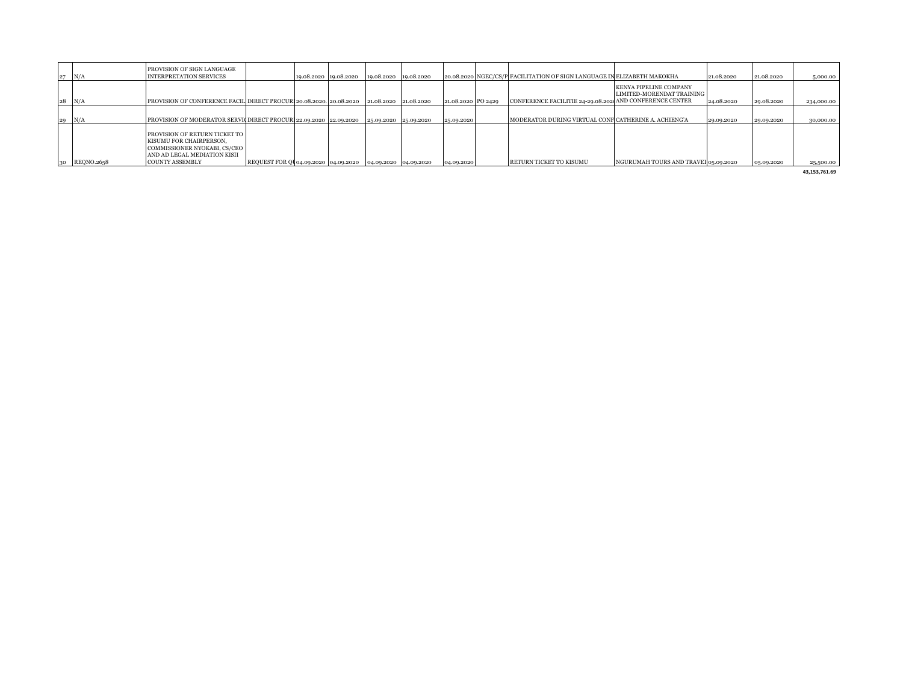| | | | | | | | | | | | | | | | |
|---|---|---|---|---|---|---|---|---|---|---|---|---|---|---|---|
| 27 | N/A | PROVISION OF SIGN LANGUAGE INTERPRETATION SERVICES | | 19.08.2020 | 19.08.2020 | 19.08.2020 | 19.08.2020 | 20.08.2020 | NGEC/CS/P | FACILITATION OF SIGN LANGUAGE IN | ELIZABETH MAKOKHA | 21.08.2020 | 21.08.2020 | 5,000.00 |
| 28 | N/A | PROVISION OF CONFERENCE FACIL | DIRECT PROCURI | 20.08.2020. | 20.08.2020 | 21.08.2020 | 21.08.2020 | 21.08.2020 | PO 2429 | CONFERENCE FACILITIE 24-29.08.2020 | KENYA PIPELINE COMPANY LIMITED-MORENDAT TRAINING AND CONFERENCE CENTER | 24.08.2020 | 29.08.2020 | 234,000.00 |
| 29 | N/A | PROVISION OF MODERATOR SERVIC | DIRECT PROCURI | 22.09.2020 | 22.09.2020 | 25.09.2020 | 25.09.2020 | 25.09.2020 | | MODERATOR DURING VIRTUAL CONF | CATHERINE A. ACHIENG'A | 29.09.2020 | 29.09.2020 | 30,000.00 |
| 30 | REQNO.2658 | PROVISION OF RETURN TICKET TO KISUMU FOR CHAIRPERSON, COMMISSIONER NYOKABI, CS/CEO AND AD LEGAL MEDIATION KISII COUNTY ASSEMBLY | REQUEST FOR QU | 04.09.2020 | 04.09.2020 | 04.09.2020 | 04.09.2020 | 04.09.2020 | | RETURN TICKET TO KISUMU | NGURUMAH TOURS AND TRAVEL | 05.09.2020 | 05.09.2020 | 25,500.00 |
| | | | | | | | | | | | | | | **43,153,761.69** |